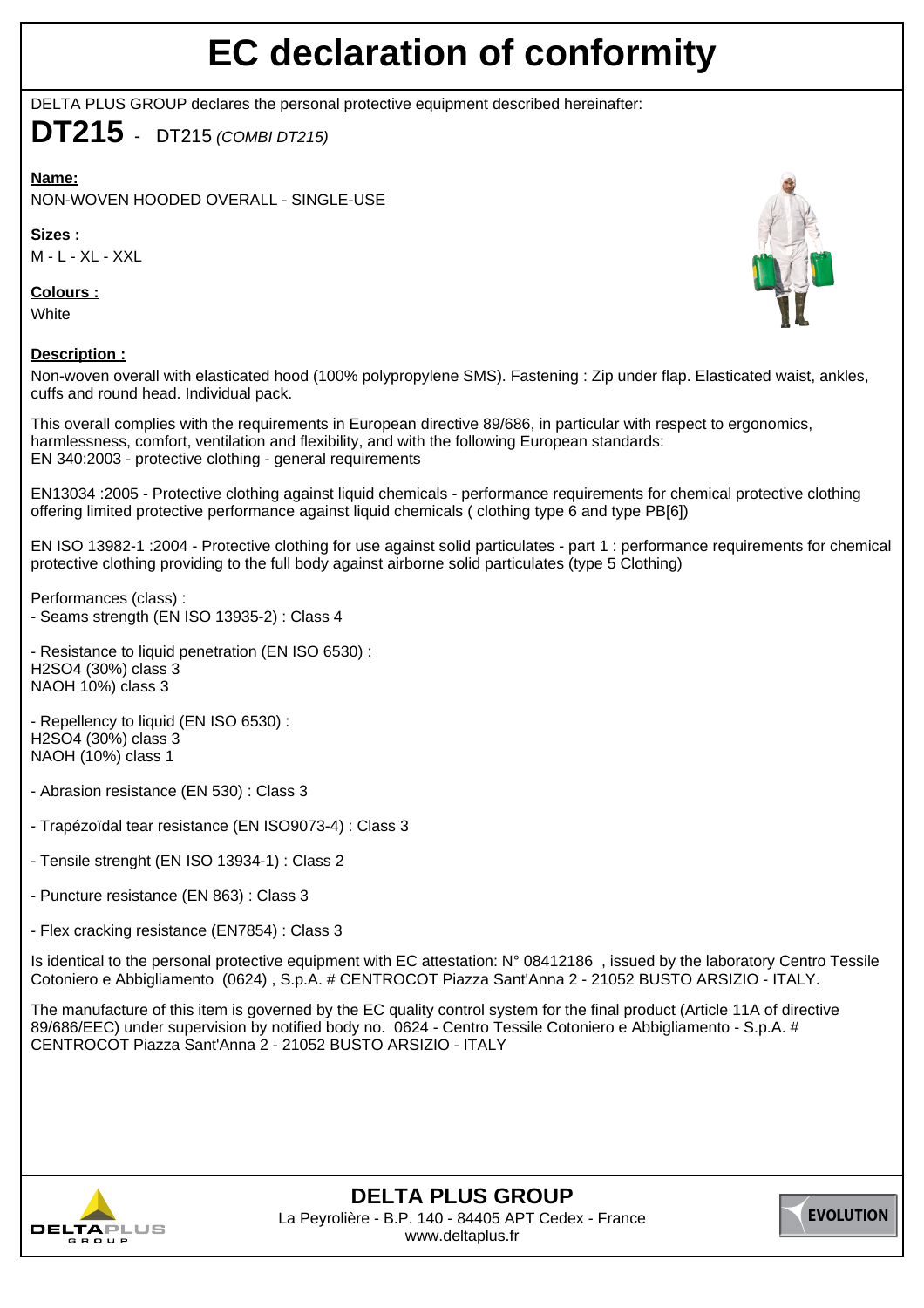# EC declaration of conformity

DELTA PLUS GROUP declares the personal protective equipment described hereinafter:

**DT215** - DT215 *(COMBI DT215)*

**Name:**

NON-WOVEN HOODED OVERALL - SINGLE-USE

**Sizes :**

M - L - XL - XXL

**Colours :**

White

**Description :**

Non-woven overall with elasticated hood (100% polypropylene SMS). Fastening : Zip under flap. Elasticated waist, ankles, cuffs and round head. Individual pack.

This overall complies with the requirements in European directive 89/686, in particular with respect to ergonomics, harmlessness, comfort, ventilation and flexibility, and with the following European standards:
EN 340:2003 - protective clothing - general requirements

EN13034 :2005 - Protective clothing against liquid chemicals - performance requirements for chemical protective clothing offering limited protective performance against liquid chemicals ( clothing type 6 and type PB[6])

EN ISO 13982-1 :2004 - Protective clothing for use against solid particulates - part 1 : performance requirements for chemical protective clothing providing to the full body against airborne solid particulates (type 5 Clothing)

Performances (class) :
- Seams strength (EN ISO 13935-2) : Class 4

- Resistance to liquid penetration (EN ISO 6530) :
$H_2SO_4$ (30%) class 3
NAOH 10%) class 3

- Repellency to liquid (EN ISO 6530) :
$H_2SO_4$ (30%) class 3
NAOH (10%) class 1

- Abrasion resistance (EN 530) : Class 3

- Trapézoïdal tear resistance (EN ISO9073-4) : Class 3

- Tensile strenght (EN ISO 13934-1) : Class 2

- Puncture resistance (EN 863) : Class 3

- Flex cracking resistance (EN7854) : Class 3

Is identical to the personal protective equipment with EC attestation: N° 08412186 , issued by the laboratory Centro Tessile Cotoniero e Abbigliamento (0624) , S.p.A. # CENTROCOT Piazza Sant'Anna 2 - 21052 BUSTO ARSIZIO - ITALY.

The manufacture of this item is governed by the EC quality control system for the final product (Article 11A of directive 89/686/EEC) under supervision by notified body no. 0624 - Centro Tessile Cotoniero e Abbigliamento - S.p.A. # CENTROCOT Piazza Sant'Anna 2 - 21052 BUSTO ARSIZIO - ITALY

**DELTA PLUS GROUP**
La Peyrolière - B.P. 140 - 84405 APT Cedex - France
www.deltaplus.fr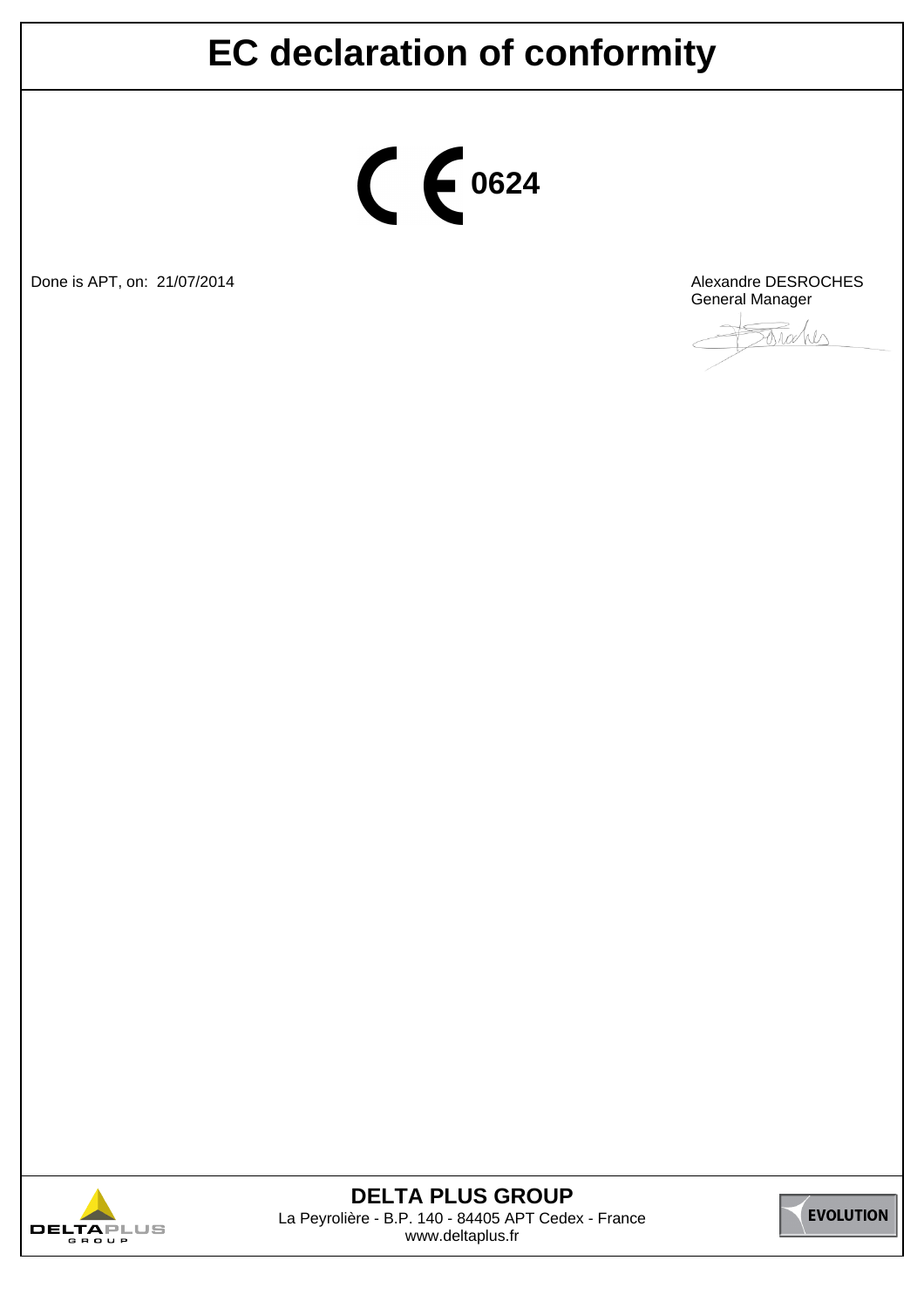# EC declaration of conformity

CE 0624

Done is APT, on: 21/07/2014

Alexandre DESROCHES
General Manager

**DELTA PLUS GROUP**
La Peyrolière - B.P. 140 - 84405 APT Cedex - France
www.deltaplus.fr